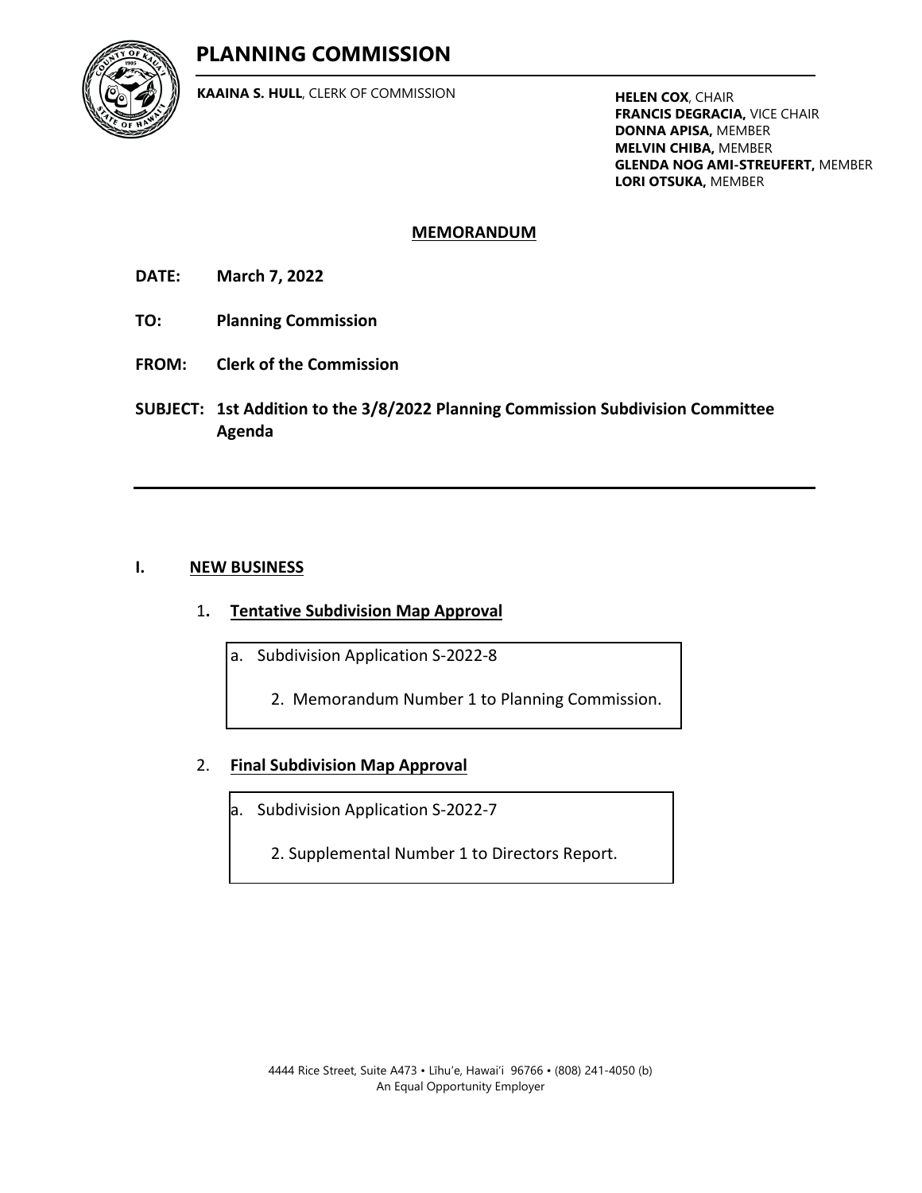# PLANNING COMMISSION

**KAAINA S. HULL**, CLERK OF COMMISSION

**HELEN COX**, CHAIR
**FRANCIS DEGRACIA,** VICE CHAIR
**DONNA APISA,** MEMBER
**MELVIN CHIBA,** MEMBER
**GLENDA NOG AMI-STREUFERT,** MEMBER
**LORI OTSUKA,** MEMBER

## MEMORANDUM

**DATE:** **March 7, 2022**

**TO:** **Planning Commission**

**FROM:** **Clerk of the Commission**

**SUBJECT:** **1st Addition to the 3/8/2022 Planning Commission Subdivision Committee Agenda**

---

**I. NEW BUSINESS**

1. **Tentative Subdivision Map Approval**

   a. Subdivision Application S-2022-8

      2. Memorandum Number 1 to Planning Commission.

2. **Final Subdivision Map Approval**

   a. Subdivision Application S-2022-7

      2. Supplemental Number 1 to Directors Report.

4444 Rice Street, Suite A473 • Līhu'e, Hawai'i 96766 • (808) 241-4050 (b)
An Equal Opportunity Employer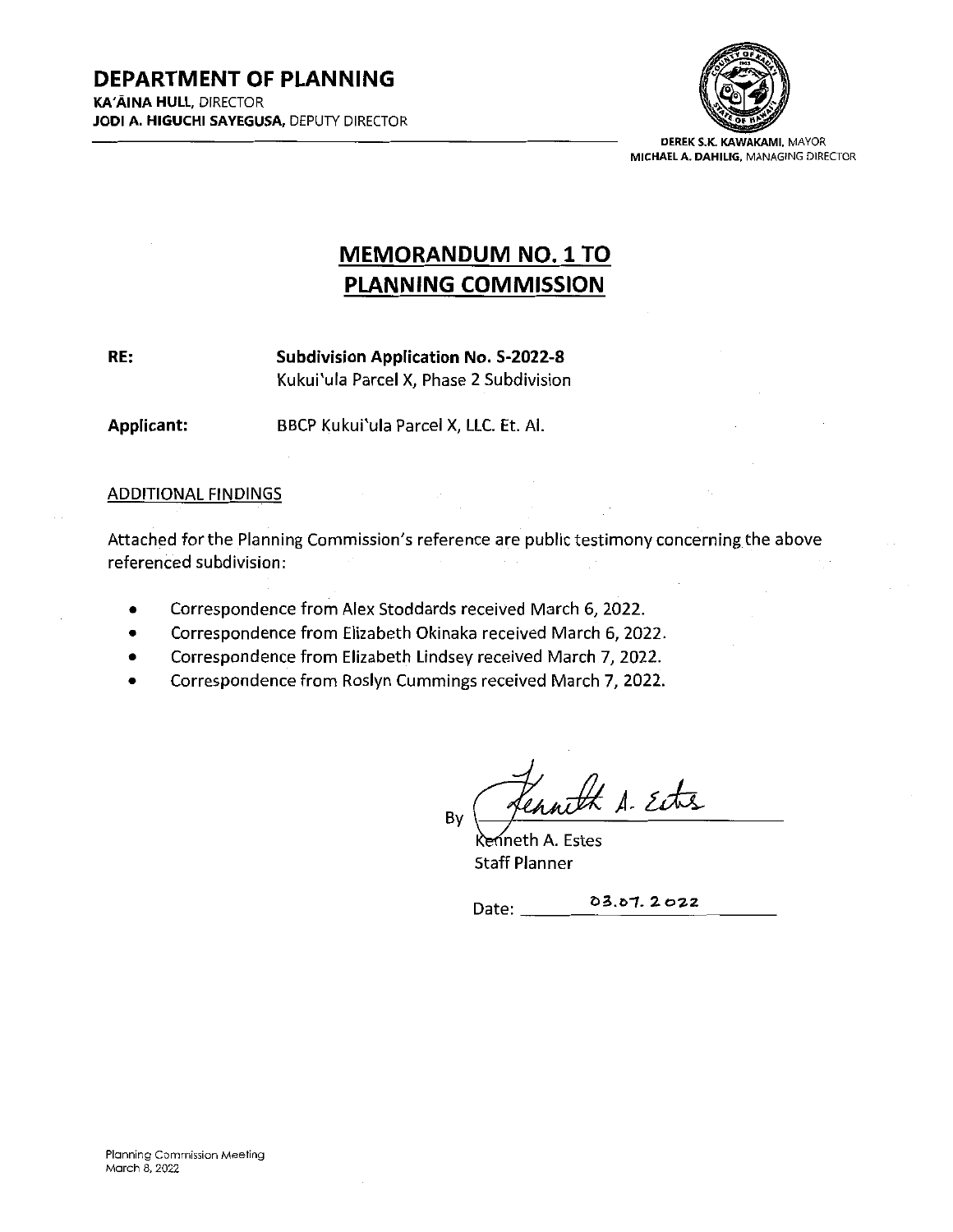# DEPARTMENT OF PLANNING

**KA'ĀINA HULL,** DIRECTOR
**JODI A. HIGUCHI SAYEGUSA,** DEPUTY DIRECTOR

**DEREK S.K. KAWAKAMI,** MAYOR
**MICHAEL A. DAHILIG,** MANAGING DIRECTOR

## MEMORANDUM NO. 1 TO PLANNING COMMISSION

**RE:** **Subdivision Application No. S-2022-8**
Kukui'ula Parcel X, Phase 2 Subdivision

**Applicant:** BBCP Kukui'ula Parcel X, LLC. Et. Al.

ADDITIONAL FINDINGS

Attached for the Planning Commission's reference are public testimony concerning the above referenced subdivision:

- Correspondence from Alex Stoddards received March 6, 2022.
- Correspondence from Elizabeth Okinaka received March 6, 2022.
- Correspondence from Elizabeth Lindsey received March 7, 2022.
- Correspondence from Roslyn Cummings received March 7, 2022.

By Kenneth A. Estes
Kenneth A. Estes
Staff Planner

Date: 03.07.2022

Planning Commission Meeting
March 8, 2022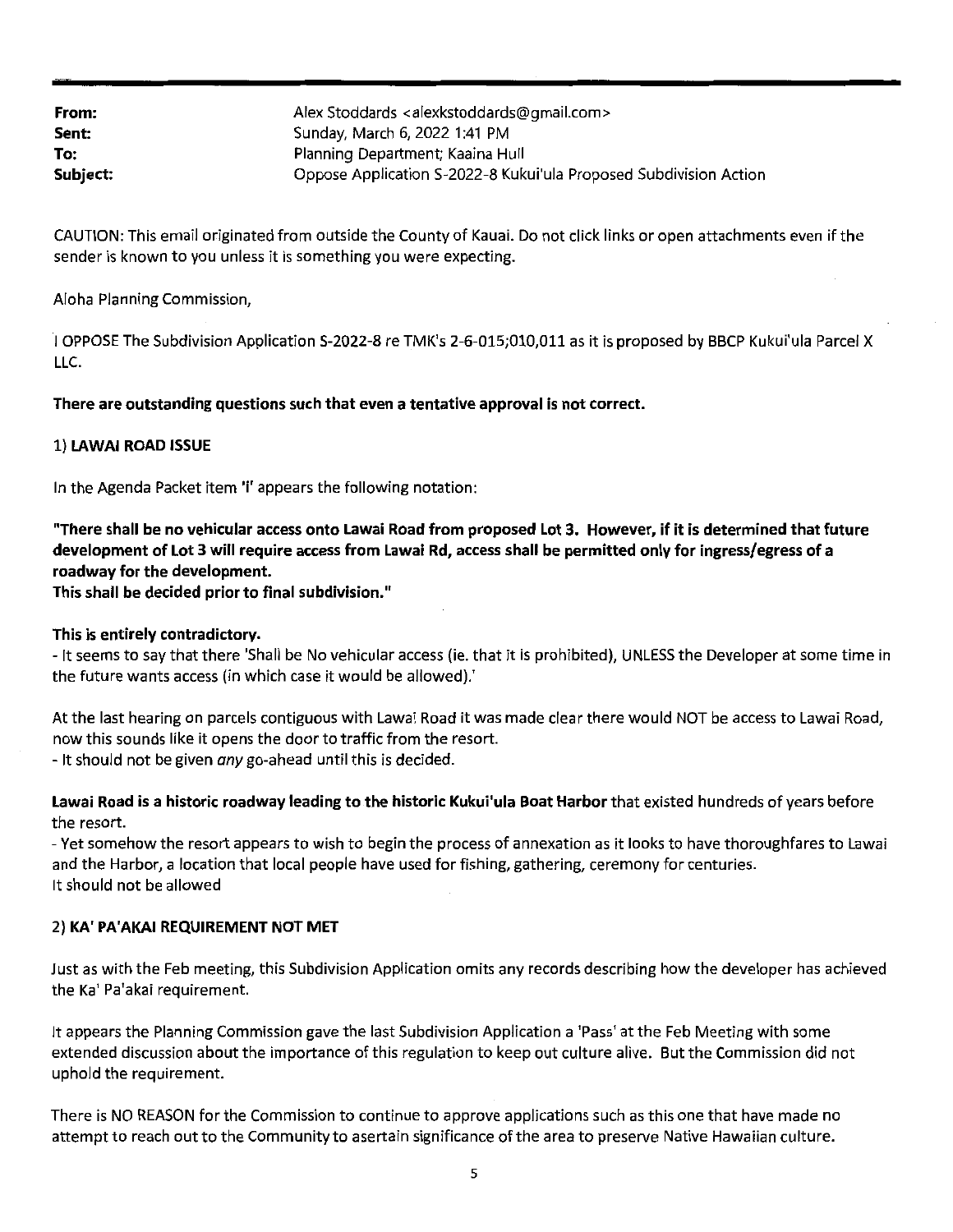**From:** Alex Stoddards <alexkstoddards@gmail.com>
**Sent:** Sunday, March 6, 2022 1:41 PM
**To:** Planning Department; Kaaina Hull
**Subject:** Oppose Application S-2022-8 Kukui'ula Proposed Subdivision Action

CAUTION: This email originated from outside the County of Kauai. Do not click links or open attachments even if the sender is known to you unless it is something you were expecting.

Aloha Planning Commission,

I OPPOSE The Subdivision Application S-2022-8 re TMK's 2-6-015;010,011 as it is proposed by BBCP Kukui'ula Parcel X LLC.

**There are outstanding questions such that even a tentative approval is not correct.**

1) **LAWAI ROAD ISSUE**

In the Agenda Packet item 'I' appears the following notation:

**"There shall be no vehicular access onto Lawai Road from proposed Lot 3. However, if it is determined that future development of Lot 3 will require access from Lawai Rd, access shall be permitted only for ingress/egress of a roadway for the development.**
**This shall be decided prior to final subdivision."**

**This is entirely contradictory.**
- It seems to say that there 'Shall be No vehicular access (ie. that it is prohibited), UNLESS the Developer at some time in the future wants access (in which case it would be allowed).'

At the last hearing on parcels contiguous with Lawai Road it was made clear there would NOT be access to Lawai Road, now this sounds like it opens the door to traffic from the resort.
- It should not be given *any* go-ahead until this is decided.

**Lawai Road is a historic roadway leading to the historic Kukui'ula Boat Harbor** that existed hundreds of years before the resort.
- Yet somehow the resort appears to wish to begin the process of annexation as it looks to have thoroughfares to Lawai and the Harbor, a location that local people have used for fishing, gathering, ceremony for centuries.
It should not be allowed

2) **KA' PA'AKAI REQUIREMENT NOT MET**

Just as with the Feb meeting, this Subdivision Application omits any records describing how the developer has achieved the Ka' Pa'akai requirement.

It appears the Planning Commission gave the last Subdivision Application a 'Pass' at the Feb Meeting with some extended discussion about the importance of this regulation to keep out culture alive. But the Commission did not uphold the requirement.

There is NO REASON for the Commission to continue to approve applications such as this one that have made no attempt to reach out to the Community to asertain significance of the area to preserve Native Hawaiian culture.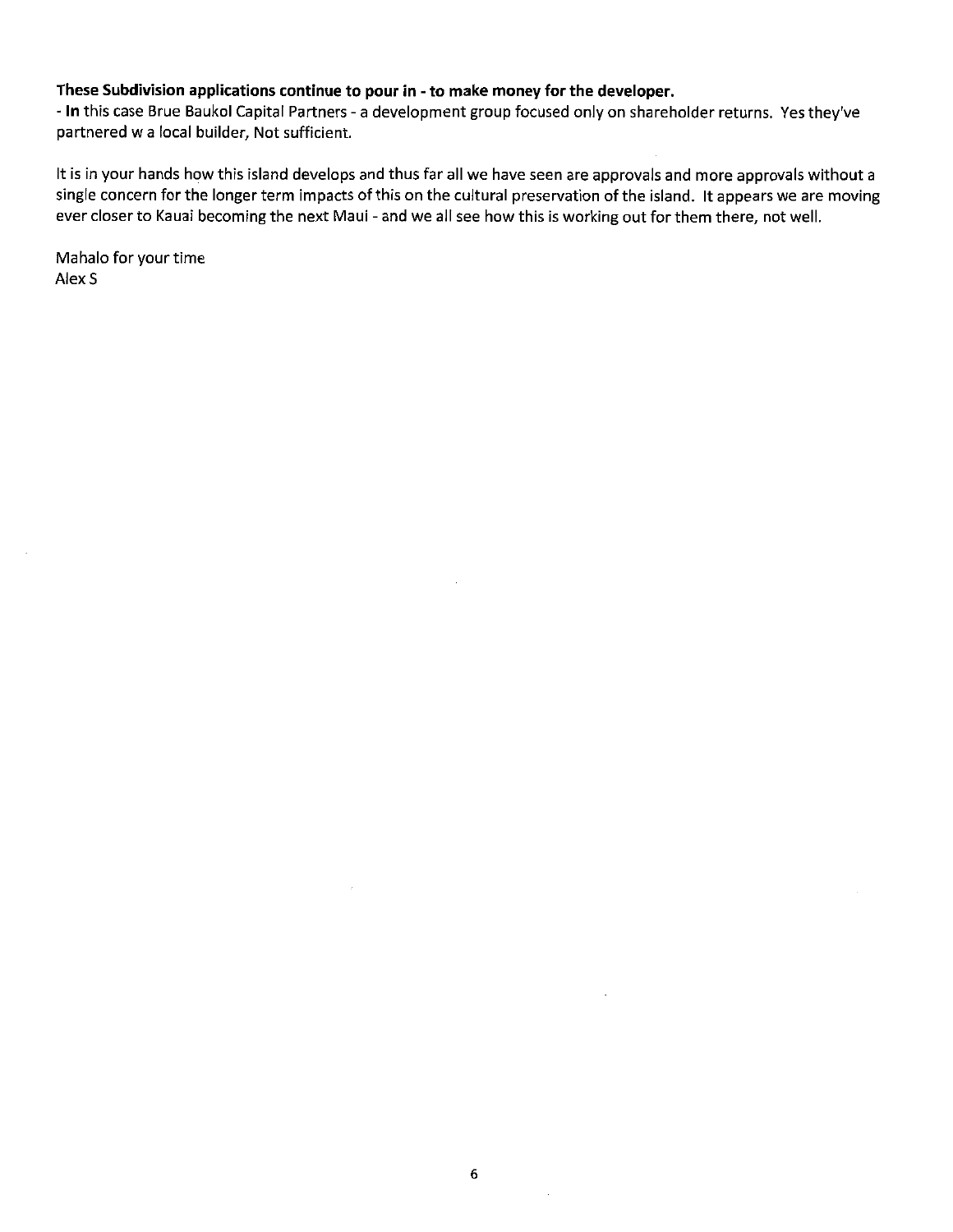**These Subdivision applications continue to pour in - to make money for the developer.**
- **In** this case Brue Baukol Capital Partners - a development group focused only on shareholder returns. Yes they've partnered w a local builder, Not sufficient.

It is in your hands how this island develops and thus far all we have seen are approvals and more approvals without a single concern for the longer term impacts of this on the cultural preservation of the island. It appears we are moving ever closer to Kauai becoming the next Maui - and we all see how this is working out for them there, not well.

Mahalo for your time
Alex S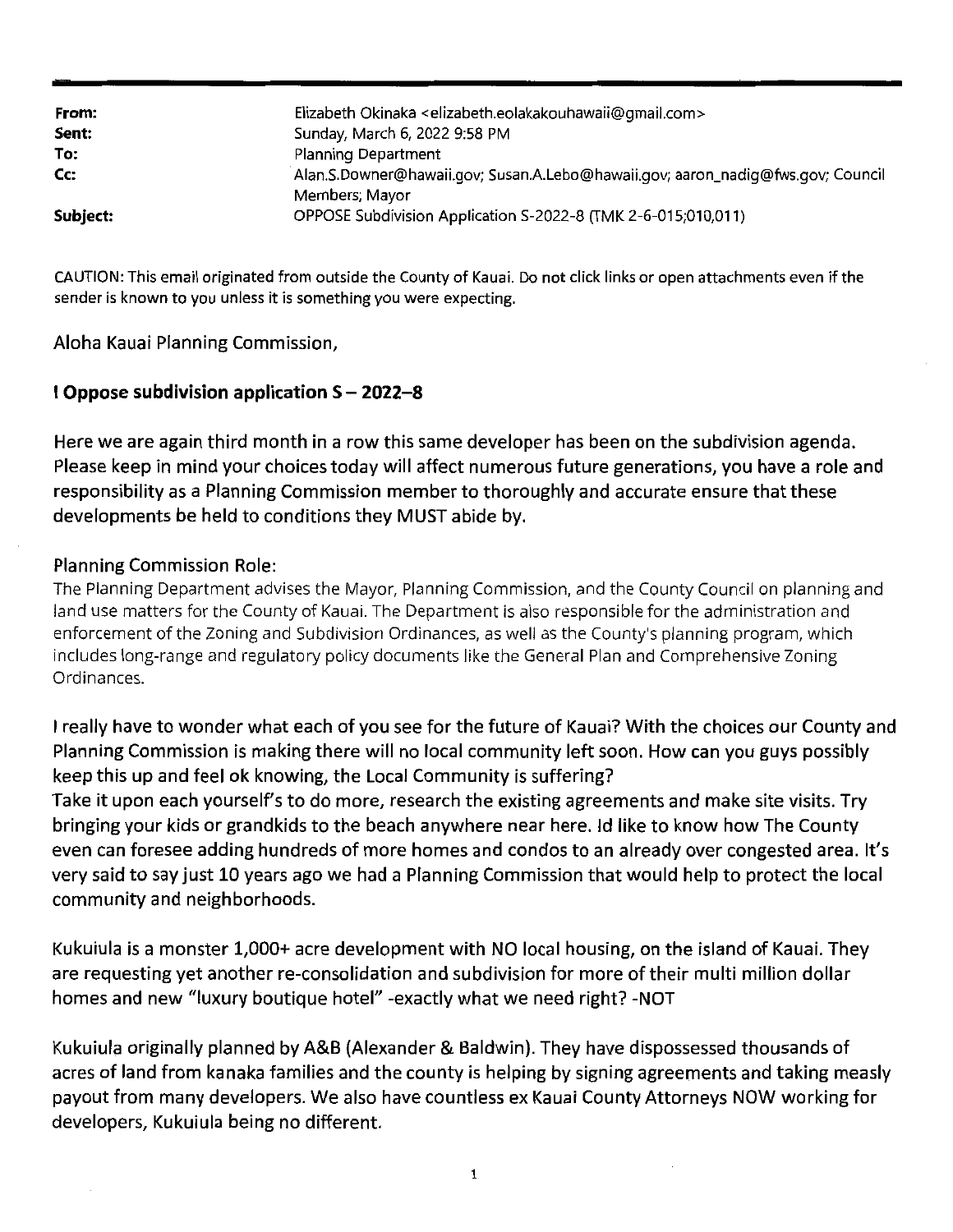| | |
|---|---|
| **From:** | Elizabeth Okinaka <elizabeth.eolakakouhawaii@gmail.com> |
| **Sent:** | Sunday, March 6, 2022 9:58 PM |
| **To:** | Planning Department |
| **Cc:** | Alan.S.Downer@hawaii.gov; Susan.A.Lebo@hawaii.gov; aaron_nadig@fws.gov; Council Members; Mayor |
| **Subject:** | OPPOSE Subdivision Application S-2022-8 (TMK 2-6-015;010,011) |

CAUTION: This email originated from outside the County of Kauai. Do not click links or open attachments even if the sender is known to you unless it is something you were expecting.

Aloha Kauai Planning Commission,

**I Oppose subdivision application S – 2022–8**

Here we are again third month in a row this same developer has been on the subdivision agenda. Please keep in mind your choices today will affect numerous future generations, you have a role and responsibility as a Planning Commission member to thoroughly and accurate ensure that these developments be held to conditions they MUST abide by.

Planning Commission Role:

The Planning Department advises the Mayor, Planning Commission, and the County Council on planning and land use matters for the County of Kauai. The Department is also responsible for the administration and enforcement of the Zoning and Subdivision Ordinances, as well as the County's planning program, which includes long-range and regulatory policy documents like the General Plan and Comprehensive Zoning Ordinances.

I really have to wonder what each of you see for the future of Kauai? With the choices our County and Planning Commission is making there will no local community left soon. How can you guys possibly keep this up and feel ok knowing, the Local Community is suffering?

Take it upon each yourself's to do more, research the existing agreements and make site visits. Try bringing your kids or grandkids to the beach anywhere near here. Id like to know how The County even can foresee adding hundreds of more homes and condos to an already over congested area. It's very said to say just 10 years ago we had a Planning Commission that would help to protect the local community and neighborhoods.

Kukuiula is a monster 1,000+ acre development with NO local housing, on the island of Kauai. They are requesting yet another re-consolidation and subdivision for more of their multi million dollar homes and new "luxury boutique hotel" -exactly what we need right? -NOT

Kukuiula originally planned by A&B (Alexander & Baldwin). They have dispossessed thousands of acres of land from kanaka families and the county is helping by signing agreements and taking measly payout from many developers. We also have countless ex Kauai County Attorneys NOW working for developers, Kukuiula being no different.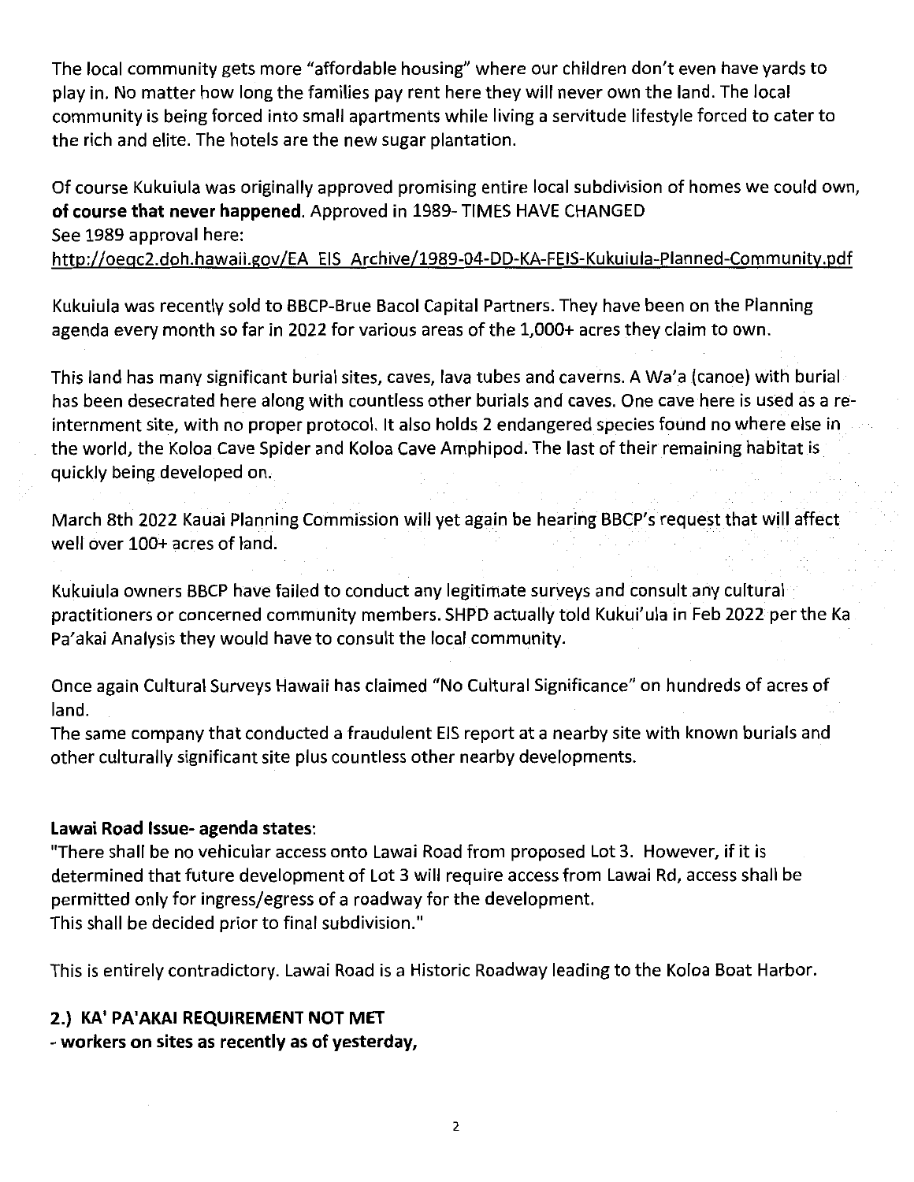The local community gets more "affordable housing" where our children don't even have yards to play in. No matter how long the families pay rent here they will never own the land. The local community is being forced into small apartments while living a servitude lifestyle forced to cater to the rich and elite. The hotels are the new sugar plantation.

Of course Kukuiula was originally approved promising entire local subdivision of homes we could own, **of course that never happened**. Approved in 1989- TIMES HAVE CHANGED
See 1989 approval here:
http://oeqc2.doh.hawaii.gov/EA_EIS_Archive/1989-04-DD-KA-FEIS-Kukuiula-Planned-Community.pdf

Kukuiula was recently sold to BBCP-Brue Bacol Capital Partners. They have been on the Planning agenda every month so far in 2022 for various areas of the 1,000+ acres they claim to own.

This land has many significant burial sites, caves, lava tubes and caverns. A Wa'a (canoe) with burial has been desecrated here along with countless other burials and caves. One cave here is used as a re-internment site, with no proper protocol. It also holds 2 endangered species found no where else in the world, the Koloa Cave Spider and Koloa Cave Amphipod. The last of their remaining habitat is quickly being developed on.

March 8th 2022 Kauai Planning Commission will yet again be hearing BBCP's request that will affect well over 100+ acres of land.

Kukuiula owners BBCP have failed to conduct any legitimate surveys and consult any cultural practitioners or concerned community members. SHPD actually told Kukui'ula in Feb 2022 per the Ka Pa'akai Analysis they would have to consult the local community.

Once again Cultural Surveys Hawaii has claimed "No Cultural Significance" on hundreds of acres of land.
The same company that conducted a fraudulent EIS report at a nearby site with known burials and other culturally significant site plus countless other nearby developments.

**Lawai Road Issue- agenda states**:
"There shall be no vehicular access onto Lawai Road from proposed Lot 3. However, if it is determined that future development of Lot 3 will require access from Lawai Rd, access shall be permitted only for ingress/egress of a roadway for the development.
This shall be decided prior to final subdivision."

This is entirely contradictory. Lawai Road is a Historic Roadway leading to the Koloa Boat Harbor.

**2.) KA' PA'AKAI REQUIREMENT NOT MET**
**- workers on sites as recently as of yesterday,**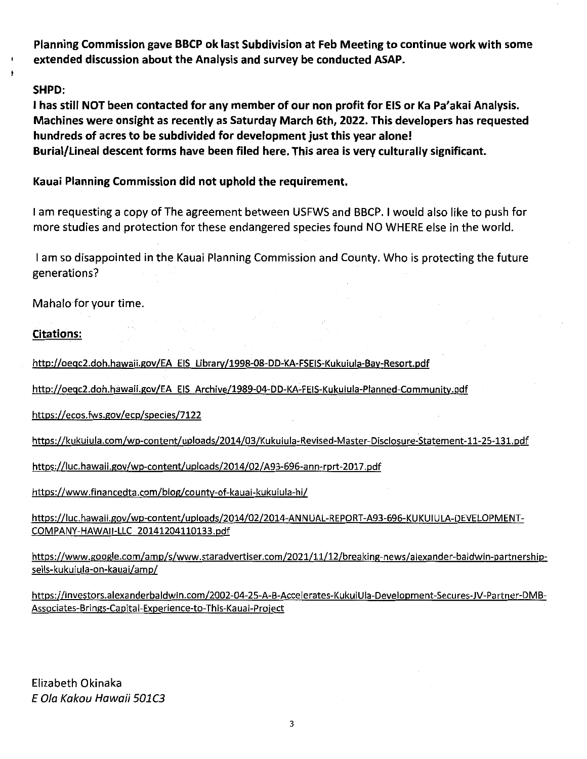**Planning Commission gave BBCP ok last Subdivision at Feb Meeting to continue work with some extended discussion about the Analysis and survey be conducted ASAP.**

**SHPD:**

**I has still NOT been contacted for any member of our non profit for EIS or Ka Pa'akai Analysis. Machines were onsight as recently as Saturday March 6th, 2022. This developers has requested hundreds of acres to be subdivided for development just this year alone! Burial/Lineal descent forms have been filed here. This area is very culturally significant.**

**Kauai Planning Commission did not uphold the requirement.**

I am requesting a copy of The agreement between USFWS and BBCP. I would also like to push for more studies and protection for these endangered species found NO WHERE else in the world.

I am so disappointed in the Kauai Planning Commission and County. Who is protecting the future generations?

Mahalo for your time.

**Citations:**

http://oeqc2.doh.hawaii.gov/EA_EIS_Library/1998-08-DD-KA-FSEIS-Kukuiula-Bay-Resort.pdf

http://oeqc2.doh.hawaii.gov/EA_EIS_Archive/1989-04-DD-KA-FEIS-Kukuiula-Planned-Community.pdf

https://ecos.fws.gov/ecp/species/7122

https://kukuiula.com/wp-content/uploads/2014/03/Kukuiula-Revised-Master-Disclosure-Statement-11-25-131.pdf

https://luc.hawaii.gov/wp-content/uploads/2014/02/A93-696-ann-rprt-2017.pdf

https://www.financedta.com/blog/county-of-kauai-kukuiula-hi/

https://luc.hawaii.gov/wp-content/uploads/2014/02/2014-ANNUAL-REPORT-A93-696-KUKUIULA-DEVELOPMENT-COMPANY-HAWAII-LLC_20141204110133.pdf

https://www.google.com/amp/s/www.staradvertiser.com/2021/11/12/breaking-news/alexander-baldwin-partnership-sells-kukuiula-on-kauai/amp/

https://investors.alexanderbaldwin.com/2002-04-25-A-B-Accelerates-KukuiUla-Development-Secures-JV-Partner-DMB-Associates-Brings-Capital-Experience-to-This-Kauai-Project

Elizabeth Okinaka
*E Ola Kakou Hawaii 501C3*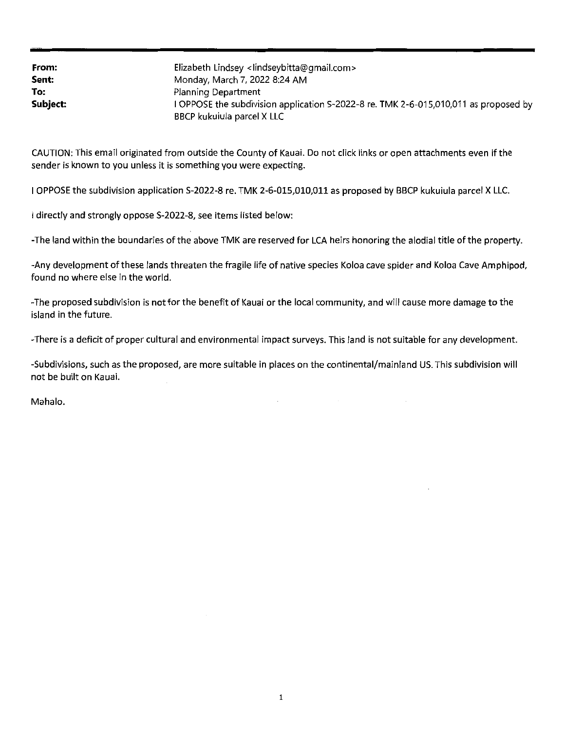**From:** Elizabeth Lindsey <lindseybitta@gmail.com>
**Sent:** Monday, March 7, 2022 8:24 AM
**To:** Planning Department
**Subject:** I OPPOSE the subdivision application S-2022-8 re. TMK 2-6-015,010,011 as proposed by BBCP kukuiula parcel X LLC

CAUTION: This email originated from outside the County of Kauai. Do not click links or open attachments even if the sender is known to you unless it is something you were expecting.

I OPPOSE the subdivision application S-2022-8 re. TMK 2-6-015,010,011 as proposed by BBCP kukuiula parcel X LLC.

I directly and strongly oppose S-2022-8, see items listed below:

-The land within the boundaries of the above TMK are reserved for LCA heirs honoring the alodial title of the property.

-Any development of these lands threaten the fragile life of native species Koloa cave spider and Koloa Cave Amphipod, found no where else in the world.

-The proposed subdivision is not for the benefit of Kauai or the local community, and will cause more damage to the island in the future.

-There is a deficit of proper cultural and environmental impact surveys. This land is not suitable for any development.

-Subdivisions, such as the proposed, are more suitable in places on the continental/mainland US. This subdivision will not be built on Kauai.

Mahalo.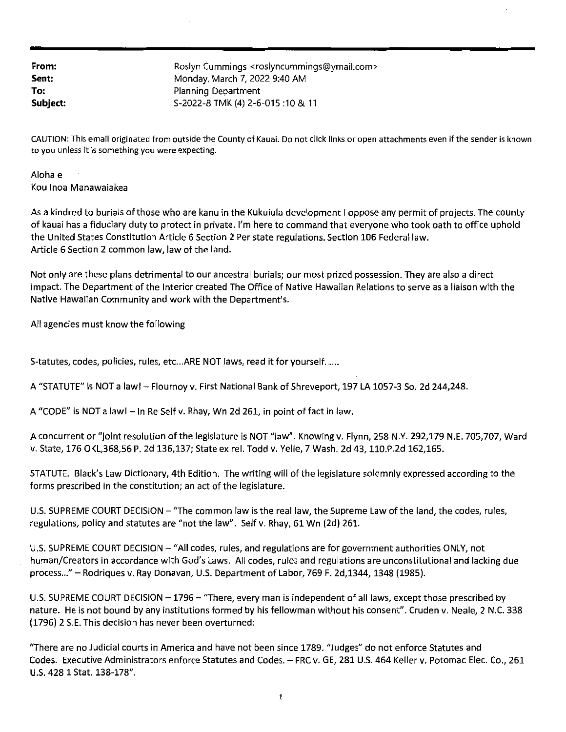**From:** Roslyn Cummings <roslyncummings@ymail.com>
**Sent:** Monday, March 7, 2022 9:40 AM
**To:** Planning Department
**Subject:** S-2022-8 TMK (4) 2-6-015 :10 & 11

CAUTION: This email originated from outside the County of Kauai. Do not click links or open attachments even if the sender is known to you unless it is something you were expecting.

Aloha e
Kou Inoa Manawaiakea

As a kindred to burials of those who are kanu in the Kukuiula development I oppose any permit of projects. The county of kauai has a fiduciary duty to protect in private. I'm here to command that everyone who took oath to office uphold the United States Constitution Article 6 Section 2 Per state regulations. Section 106 Federal law.
Article 6 Section 2 common law, law of the land.

Not only are these plans detrimental to our ancestral burials; our most prized possession. They are also a direct impact. The Department of the Interior created The Office of Native Hawaiian Relations to serve as a liaison with the Native Hawaiian Community and work with the Department's.

All agencies must know the following

S-tatutes, codes, policies, rules, etc...ARE NOT laws, read it for yourself......

A "STATUTE" is NOT a law! – Flournoy v. First National Bank of Shreveport, 197 LA 1057-3 So. 2d 244,248.

A "CODE" is NOT a law! – In Re Self v. Rhay, Wn 2d 261, in point of fact in law.

A concurrent or "joint resolution of the legislature is NOT "law". Knowing v. Flynn, 258 N.Y. 292,179 N.E. 705,707, Ward v. State, 176 OKL,368,56 P. 2d 136,137; State ex rel. Todd v. Yelle, 7 Wash. 2d 43, 110.P.2d 162,165.

STATUTE. Black's Law Dictionary, 4th Edition. The writing will of the legislature solemnly expressed according to the forms prescribed in the constitution; an act of the legislature.

U.S. SUPREME COURT DECISION – "The common law is the real law, the Supreme Law of the land, the codes, rules, regulations, policy and statutes are "not the law". Self v. Rhay, 61 Wn (2d) 261.

U.S. SUPREME COURT DECISION – "All codes, rules, and regulations are for government authorities ONLY, not human/Creators in accordance with God's Laws. All codes, rules and regulations are unconstitutional and lacking due process..." – Rodriques v. Ray Donavan, U.S. Department of Labor, 769 F. 2d,1344, 1348 (1985).

U.S. SUPREME COURT DECISION – 1796 – "There, every man is independent of all laws, except those prescribed by nature. He is not bound by any institutions formed by his fellowman without his consent". Cruden v. Neale, 2 N.C. 338 (1796) 2 S.E. This decision has never been overturned:

"There are no Judicial courts in America and have not been since 1789. "Judges" do not enforce Statutes and Codes. Executive Administrators enforce Statutes and Codes. – FRC v. GE, 281 U.S. 464 Keller v. Potomac Elec. Co., 261 U.S. 428 1 Stat. 138-178".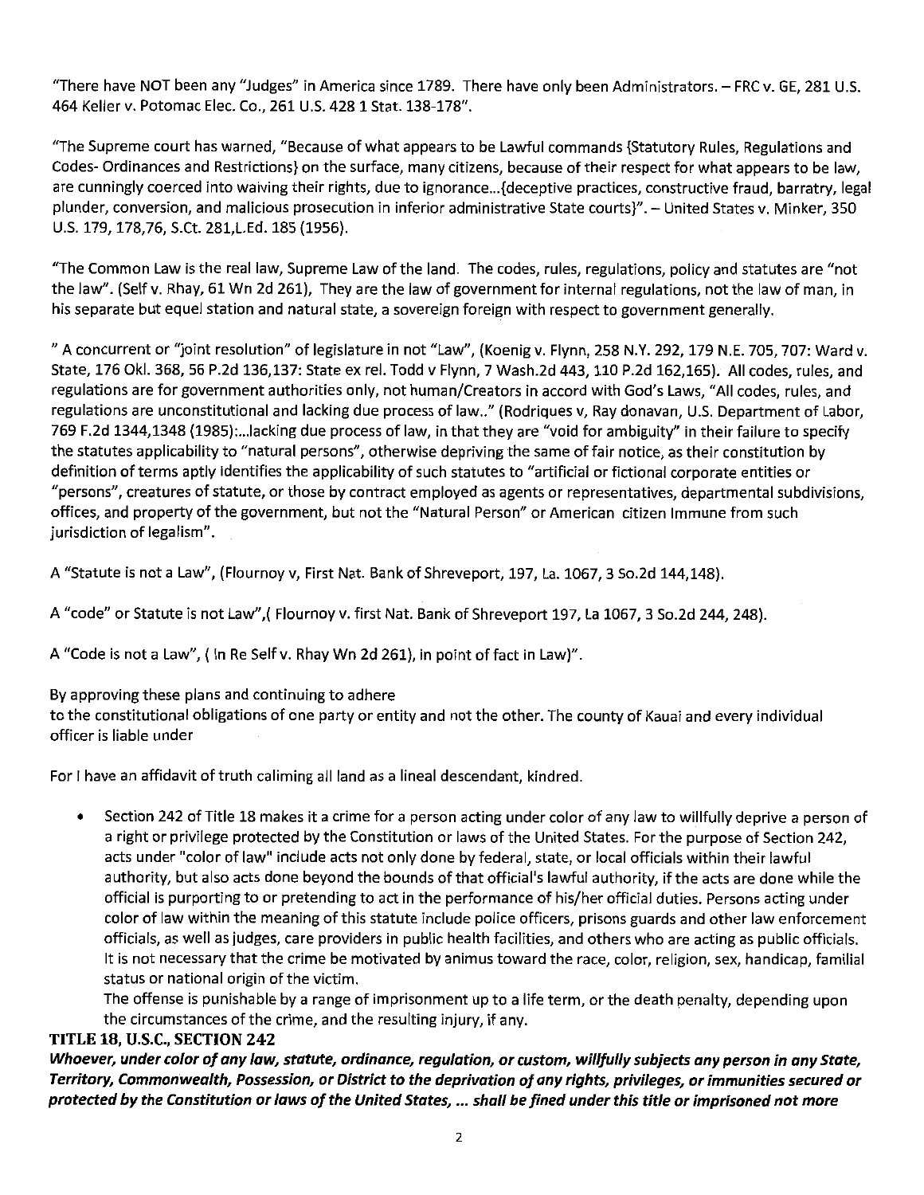"There have NOT been any "Judges" in America since 1789. There have only been Administrators. – FRC v. GE, 281 U.S. 464 Keller v. Potomac Elec. Co., 261 U.S. 428 1 Stat. 138-178".

"The Supreme court has warned, "Because of what appears to be Lawful commands {Statutory Rules, Regulations and Codes- Ordinances and Restrictions} on the surface, many citizens, because of their respect for what appears to be law, are cunningly coerced into waiving their rights, due to ignorance...{deceptive practices, constructive fraud, barratry, legal plunder, conversion, and malicious prosecution in inferior administrative State courts}". – United States v. Minker, 350 U.S. 179, 178,76, S.Ct. 281,L.Ed. 185 (1956).

"The Common Law is the real law, Supreme Law of the land. The codes, rules, regulations, policy and statutes are "not the law". (Self v. Rhay, 61 Wn 2d 261), They are the law of government for internal regulations, not the law of man, in his separate but equel station and natural state, a sovereign foreign with respect to government generally.

" A concurrent or "joint resolution" of legislature in not "Law", (Koenig v. Flynn, 258 N.Y. 292, 179 N.E. 705, 707: Ward v. State, 176 Okl. 368, 56 P.2d 136,137: State ex rel. Todd v Flynn, 7 Wash.2d 443, 110 P.2d 162,165). All codes, rules, and regulations are for government authorities only, not human/Creators in accord with God's Laws, "All codes, rules, and regulations are unconstitutional and lacking due process of law.." (Rodriques v, Ray donavan, U.S. Department of Labor, 769 F.2d 1344,1348 (1985):...lacking due process of law, in that they are "void for ambiguity" in their failure to specify the statutes applicability to "natural persons", otherwise depriving the same of fair notice, as their constitution by definition of terms aptly identifies the applicability of such statutes to "artificial or fictional corporate entities or "persons", creatures of statute, or those by contract employed as agents or representatives, departmental subdivisions, offices, and property of the government, but not the "Natural Person" or American citizen Immune from such jurisdiction of legalism".

A "Statute is not a Law", (Flournoy v, First Nat. Bank of Shreveport, 197, La. 1067, 3 So.2d 144,148).

A "code" or Statute is not Law",( Flournoy v. first Nat. Bank of Shreveport 197, La 1067, 3 So.2d 244, 248).

A "Code is not a Law", ( In Re Self v. Rhay Wn 2d 261), in point of fact in Law)".

By approving these plans and continuing to adhere
to the constitutional obligations of one party or entity and not the other. The county of Kauai and every individual officer is liable under

For I have an affidavit of truth caliming all land as a lineal descendant, kindred.

- Section 242 of Title 18 makes it a crime for a person acting under color of any law to willfully deprive a person of a right or privilege protected by the Constitution or laws of the United States. For the purpose of Section 242, acts under "color of law" include acts not only done by federal, state, or local officials within their lawful authority, but also acts done beyond the bounds of that official's lawful authority, if the acts are done while the official is purporting to or pretending to act in the performance of his/her official duties. Persons acting under color of law within the meaning of this statute include police officers, prisons guards and other law enforcement officials, as well as judges, care providers in public health facilities, and others who are acting as public officials. It is not necessary that the crime be motivated by animus toward the race, color, religion, sex, handicap, familial status or national origin of the victim.
  The offense is punishable by a range of imprisonment up to a life term, or the death penalty, depending upon the circumstances of the crime, and the resulting injury, if any.

**TITLE 18, U.S.C., SECTION 242**

***Whoever, under color of any law, statute, ordinance, regulation, or custom, willfully subjects any person in any State, Territory, Commonwealth, Possession, or District to the deprivation of any rights, privileges, or immunities secured or protected by the Constitution or laws of the United States, ... shall be fined under this title or imprisoned not more***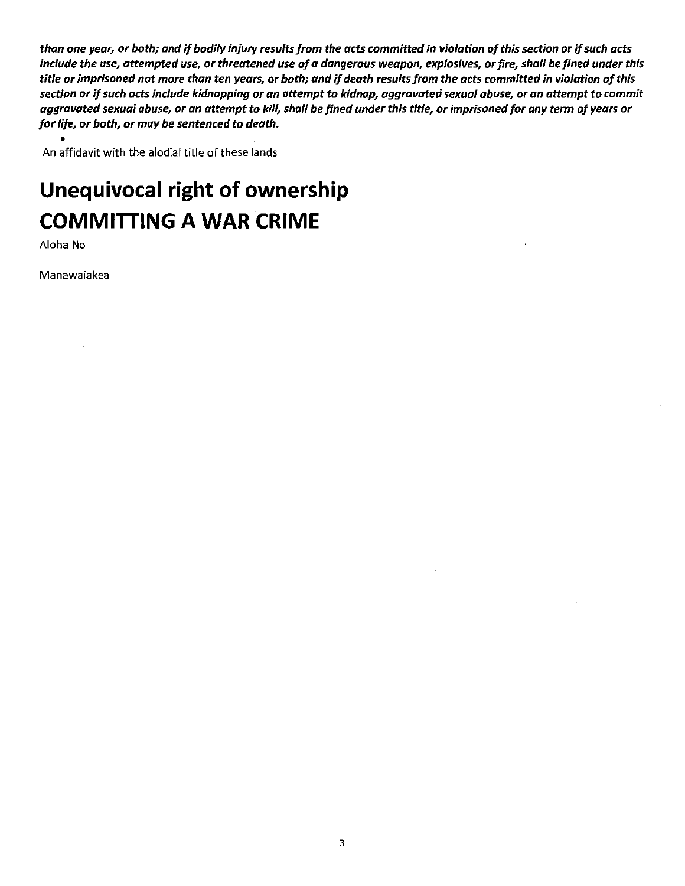***than one year, or both; and if bodily injury results from the acts committed in violation of this section or if such acts include the use, attempted use, or threatened use of a dangerous weapon, explosives, or fire, shall be fined under this title or imprisoned not more than ten years, or both; and if death results from the acts committed in violation of this section or if such acts include kidnapping or an attempt to kidnap, aggravated sexual abuse, or an attempt to commit aggravated sexual abuse, or an attempt to kill, shall be fined under this title, or imprisoned for any term of years or for life, or both, or may be sentenced to death.***

- An affidavit with the alodial title of these lands

# Unequivocal right of ownership

# COMMITTING A WAR CRIME

Aloha No

Manawaiakea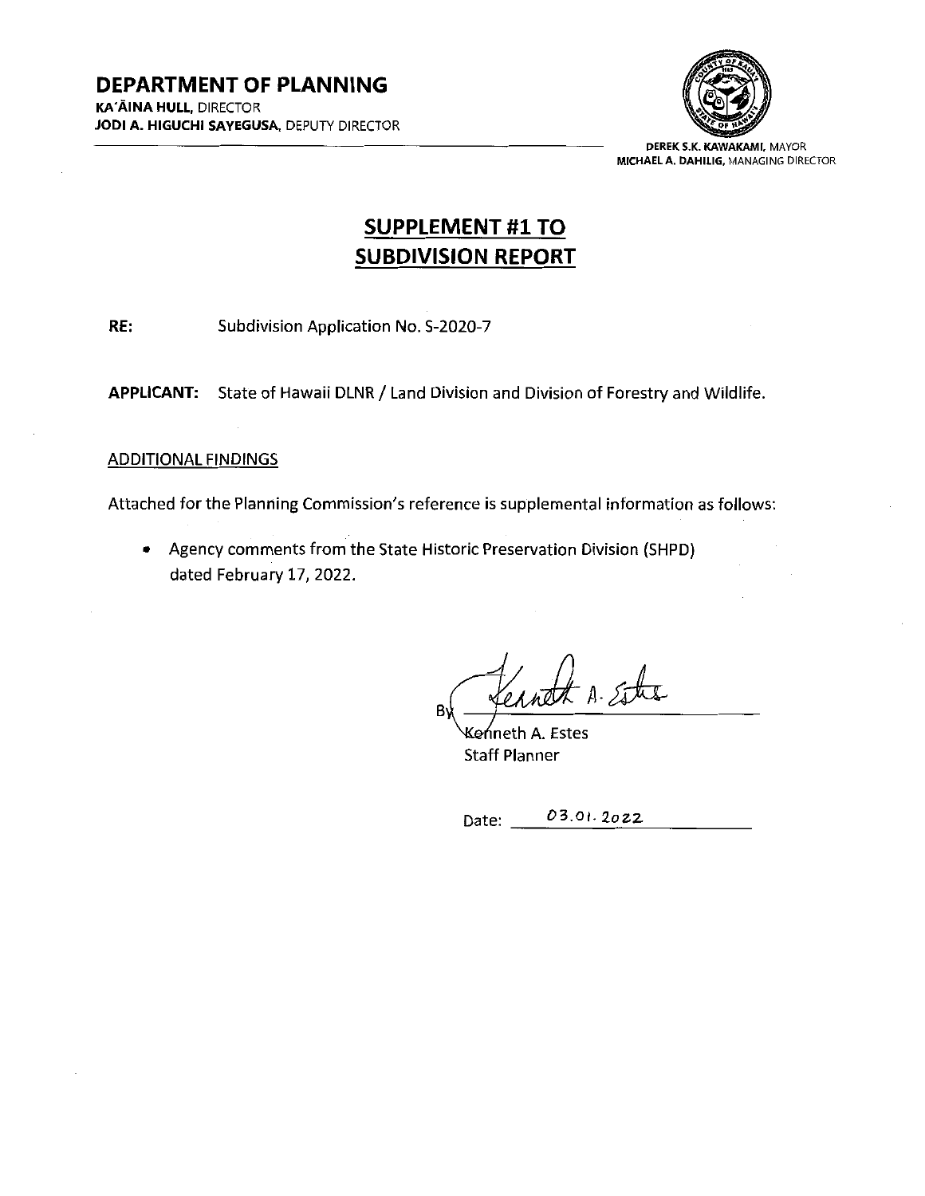**DEPARTMENT OF PLANNING**
**KA'ĀINA HULL**, DIRECTOR
**JODI A. HIGUCHI SAYEGUSA**, DEPUTY DIRECTOR

**DEREK S.K. KAWAKAMI**, MAYOR
**MICHAEL A. DAHILIG**, MANAGING DIRECTOR

# SUPPLEMENT #1 TO SUBDIVISION REPORT

**RE:** Subdivision Application No. S-2020-7

**APPLICANT:** State of Hawaii DLNR / Land Division and Division of Forestry and Wildlife.

ADDITIONAL FINDINGS

Attached for the Planning Commission's reference is supplemental information as follows:

- Agency comments from the State Historic Preservation Division (SHPD) dated February 17, 2022.

By Kenneth A. Estes
Kenneth A. Estes
Staff Planner

Date: 03.01.2022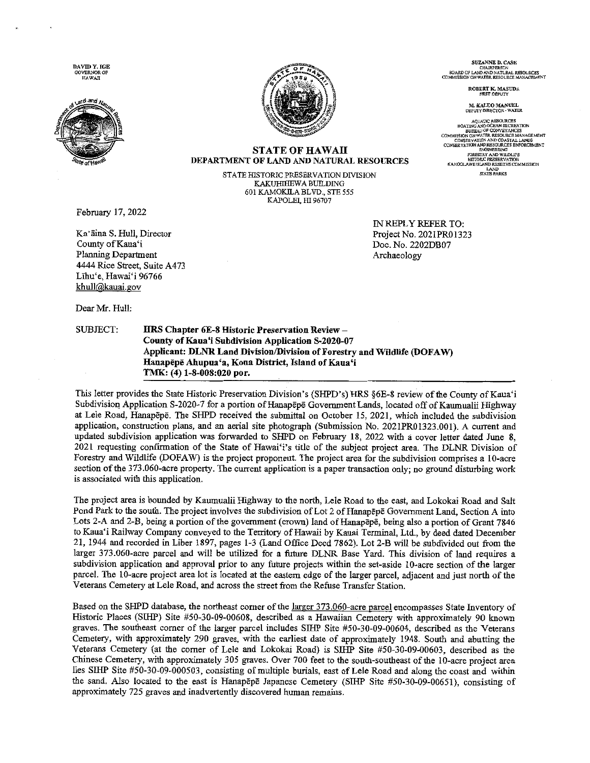DAVID Y. IGE
GOVERNOR OF HAWAII

SUZANNE D. CASE
CHAIRPERSON
BOARD OF LAND AND NATURAL RESOURCES
COMMISSION ON WATER RESOURCE MANAGEMENT

ROBERT K. MASUDA
FIRST DEPUTY

M. KALEO MANUEL
DEPUTY DIRECTOR - WATER

AQUATIC RESOURCES
BOATING AND OCEAN RECREATION
BUREAU OF CONVEYANCES
COMMISSION ON WATER RESOURCE MANAGEMENT
CONSERVATION AND COASTAL LANDS
CONSERVATION AND RESOURCES ENFORCEMENT
ENGINEERING
FORESTRY AND WILDLIFE
HISTORIC PRESERVATION
KAHOOLAWE ISLAND RESERVE COMMISSION
LAND
STATE PARKS

**STATE OF HAWAII**
**DEPARTMENT OF LAND AND NATURAL RESOURCES**

STATE HISTORIC PRESERVATION DIVISION
KAKUHIHEWA BUILDING
601 KAMOKILA BLVD., STE 555
KAPOLEI, HI 96707

February 17, 2022

Ka'āina S. Hull, Director
County of Kaua'i
Planning Department
4444 Rice Street, Suite A473
Līhu'e, Hawai'i 96766
khull@kauai.gov

IN REPLY REFER TO:
Project No. 2021PR01323
Doc. No. 2202DB07
Archaeology

Dear Mr. Hull:

SUBJECT: **HRS Chapter 6E-8 Historic Preservation Review – County of Kaua'i Subdivision Application S-2020-07 Applicant: DLNR Land Division/Division of Forestry and Wildlife (DOFAW) Hanapēpē Ahupua'a, Kona District, Island of Kaua'i TMK: (4) 1-8-008:020 por.**

This letter provides the State Historic Preservation Division's (SHPD's) HRS §6E-8 review of the County of Kaua'i Subdivision Application S-2020-7 for a portion of Hanapēpē Government Lands, located off of Kaumualii Highway at Lele Road, Hanapēpē. The SHPD received the submittal on October 15, 2021, which included the subdivision application, construction plans, and an aerial site photograph (Submission No. 2021PR01323.001). A current and updated subdivision application was forwarded to SHPD on February 18, 2022 with a cover letter dated June 8, 2021 requesting confirmation of the State of Hawai'i's title of the subject project area. The DLNR Division of Forestry and Wildlife (DOFAW) is the project proponent. The project area for the subdivision comprises a 10-acre section of the 373.060-acre property. The current application is a paper transaction only; no ground disturbing work is associated with this application.

The project area is bounded by Kaumualii Highway to the north, Lele Road to the east, and Lokokai Road and Salt Pond Park to the south. The project involves the subdivision of Lot 2 of Hanapēpē Government Land, Section A into Lots 2-A and 2-B, being a portion of the government (crown) land of Hanapēpē, being also a portion of Grant 7846 to Kaua'i Railway Company conveyed to the Territory of Hawaii by Kauai Terminal, Ltd., by deed dated December 21, 1944 and recorded in Liber 1897, pages 1-3 (Land Office Deed 7862). Lot 2-B will be subdivided out from the larger 373.060-acre parcel and will be utilized for a future DLNR Base Yard. This division of land requires a subdivision application and approval prior to any future projects within the set-aside 10-acre section of the larger parcel. The 10-acre project area lot is located at the eastern edge of the larger parcel, adjacent and just north of the Veterans Cemetery at Lele Road, and across the street from the Refuse Transfer Station.

Based on the SHPD database, the northeast corner of the larger 373.060-acre parcel encompasses State Inventory of Historic Places (SIHP) Site #50-30-09-00608, described as a Hawaiian Cemetery with approximately 90 known graves. The southeast corner of the larger parcel includes SIHP Site #50-30-09-00604, described as the Veterans Cemetery, with approximately 290 graves, with the earliest date of approximately 1948. South and abutting the Veterans Cemetery (at the corner of Lele and Lokokai Road) is SIHP Site #50-30-09-00603, described as the Chinese Cemetery, with approximately 305 graves. Over 700 feet to the south-southeast of the 10-acre project area lies SIHP Site #50-30-09-000503, consisting of multiple burials, east of Lele Road and along the coast and within the sand. Also located to the east is Hanapēpē Japanese Cemetery (SIHP Site #50-30-09-00651), consisting of approximately 725 graves and inadvertently discovered human remains.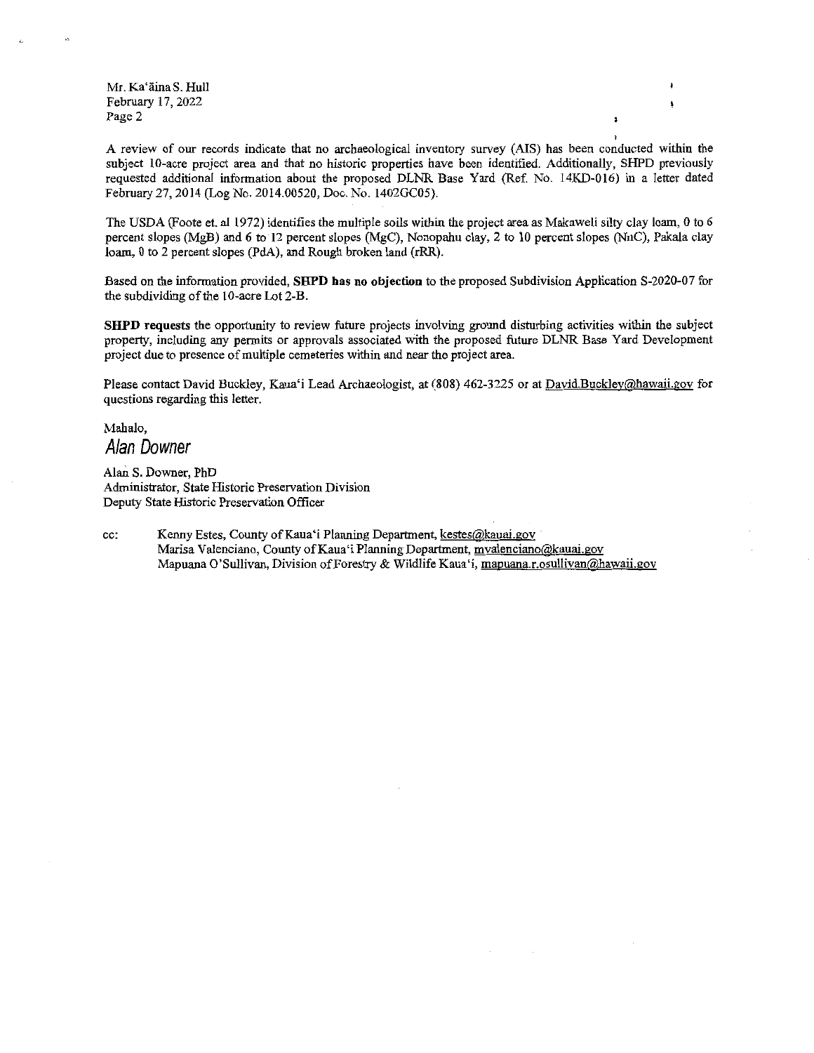A review of our records indicate that no archaeological inventory survey (AIS) has been conducted within the subject 10-acre project area and that no historic properties have been identified. Additionally, SHPD previously requested additional information about the proposed DLNR Base Yard (Ref. No. 14KD-016) in a letter dated February 27, 2014 (Log No. 2014.00520, Doc. No. 1402GC05).

The USDA (Foote et. al 1972) identifies the multiple soils within the project area as Makaweli silty clay loam, 0 to 6 percent slopes (MgB) and 6 to 12 percent slopes (MgC), Nonopahu clay, 2 to 10 percent slopes (NnC), Pakala clay loam, 0 to 2 percent slopes (PdA), and Rough broken land (rRR).

Based on the information provided, **SHPD has no objection** to the proposed Subdivision Application S-2020-07 for the subdividing of the 10-acre Lot 2-B.

**SHPD requests** the opportunity to review future projects involving ground disturbing activities within the subject property, including any permits or approvals associated with the proposed future DLNR Base Yard Development project due to presence of multiple cemeteries within and near the project area.

Please contact David Buckley, Kaua'i Lead Archaeologist, at (808) 462-3225 or at David.Buckley@hawaii.gov for questions regarding this letter.

Mahalo,

*Alan Downer*

Alan S. Downer, PhD
Administrator, State Historic Preservation Division
Deputy State Historic Preservation Officer

cc: Kenny Estes, County of Kaua'i Planning Department, kestes@kauai.gov
Marisa Valenciano, County of Kaua'i Planning Department, mvalenciano@kauai.gov
Mapuana O'Sullivan, Division of Forestry & Wildlife Kaua'i, mapuana.r.osullivan@hawaii.gov